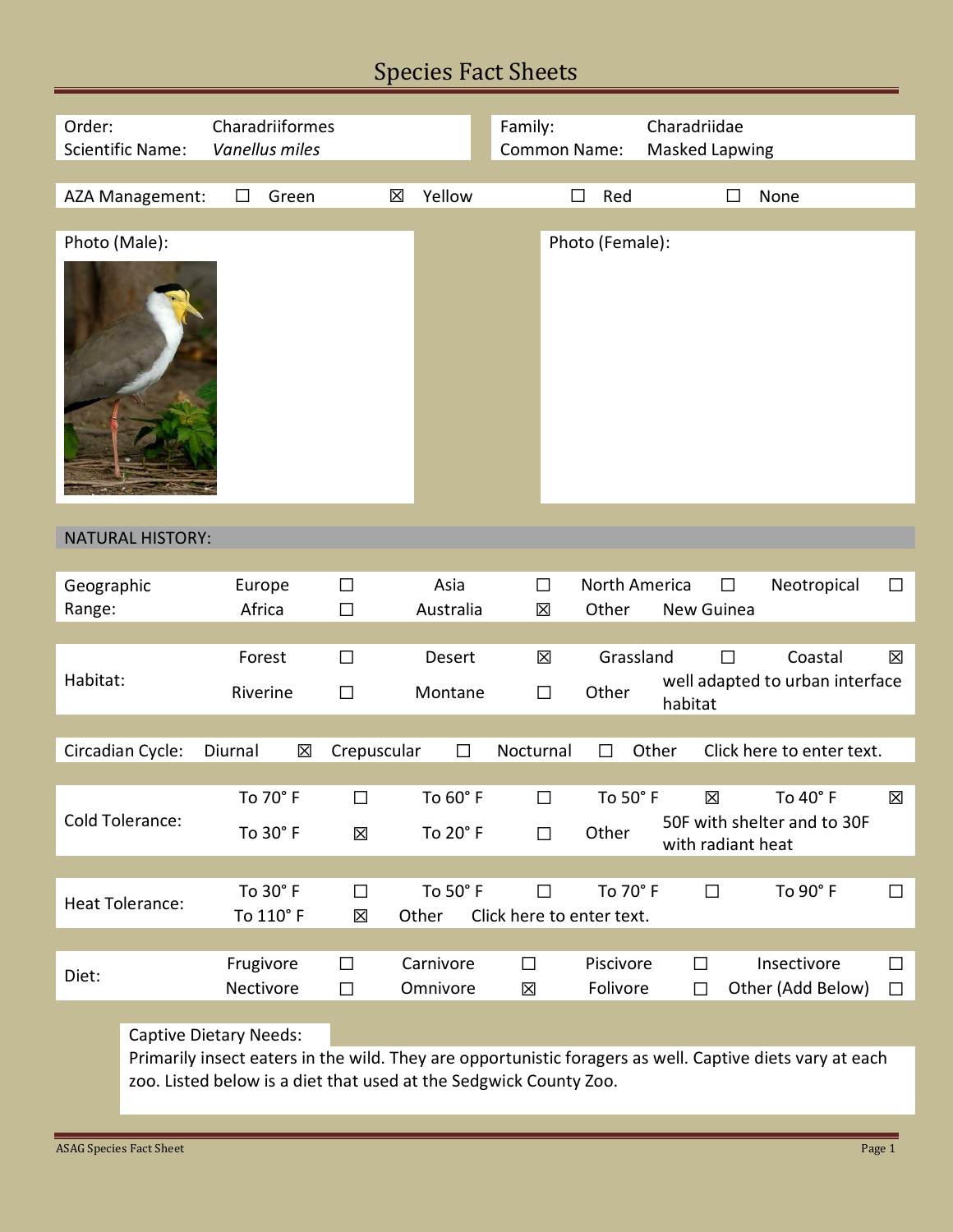# Species Fact Sheets

| | | | |
|---|---|---|---|
| Order: | Charadriiformes | Family: | Charadriidae |
| Scientific Name: | *Vanellus miles* | Common Name: | Masked Lapwing |

AZA Management: ☐ Green ☒ Yellow ☐ Red ☐ None

Photo (Male):

Photo (Female):

## NATURAL HISTORY:

| Geographic Range: | | | | | | | | |
|---|---|---|---|---|---|---|---|---|
| | Europe | ☐ | Asia | ☐ | North America | ☐ | Neotropical | ☐ |
| | Africa | ☐ | Australia | ☒ | Other | New Guinea | | |

| Habitat: | | | | | | | | |
|---|---|---|---|---|---|---|---|---|
| | Forest | ☐ | Desert | ☒ | Grassland | ☐ | Coastal | ☒ |
| | Riverine | ☐ | Montane | ☐ | Other | well adapted to urban interface habitat | | |

| Circadian Cycle: | Diurnal | ☒ | Crepuscular | ☐ | Nocturnal | ☐ | Other | Click here to enter text. |
|---|---|---|---|---|---|---|---|---|

| Cold Tolerance: | | | | | | | | |
|---|---|---|---|---|---|---|---|---|
| | To 70° F | ☐ | To 60° F | ☐ | To 50° F | ☒ | To 40° F | ☒ |
| | To 30° F | ☒ | To 20° F | ☐ | Other | 50F with shelter and to 30F with radiant heat | | |

| Heat Tolerance: | | | | | | | | |
|---|---|---|---|---|---|---|---|---|
| | To 30° F | ☐ | To 50° F | ☐ | To 70° F | ☐ | To 90° F | ☐ |
| | To 110° F | ☒ | Other | Click here to enter text. | | | | |

| Diet: | | | | | | | | |
|---|---|---|---|---|---|---|---|---|
| | Frugivore | ☐ | Carnivore | ☐ | Piscivore | ☐ | Insectivore | ☐ |
| | Nectivore | ☐ | Omnivore | ☒ | Folivore | ☐ | Other (Add Below) | ☐ |

Captive Dietary Needs:
Primarily insect eaters in the wild. They are opportunistic foragers as well. Captive diets vary at each zoo. Listed below is a diet that used at the Sedgwick County Zoo.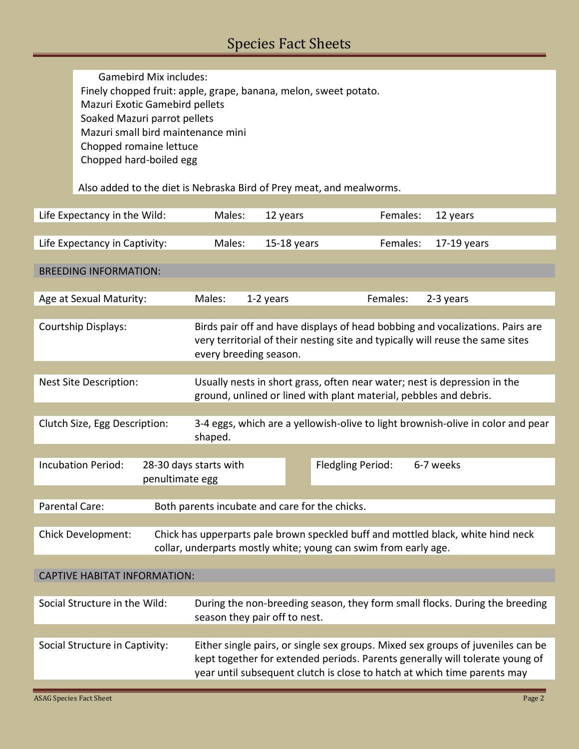Gamebird Mix includes:
Finely chopped fruit: apple, grape, banana, melon, sweet potato.
Mazuri Exotic Gamebird pellets
Soaked Mazuri parrot pellets
Mazuri small bird maintenance mini
Chopped romaine lettuce
Chopped hard-boiled egg

Also added to the diet is Nebraska Bird of Prey meat, and mealworms.

| | | | | |
|---|---|---|---|---|
| Life Expectancy in the Wild: | Males: | 12 years | Females: | 12 years |
| Life Expectancy in Captivity: | Males: | 15-18 years | Females: | 17-19 years |

## BREEDING INFORMATION:

| | | | | |
|---|---|---|---|---|
| Age at Sexual Maturity: | Males: | 1-2 years | Females: | 2-3 years |

**Courtship Displays:** Birds pair off and have displays of head bobbing and vocalizations. Pairs are very territorial of their nesting site and typically will reuse the same sites every breeding season.

**Nest Site Description:** Usually nests in short grass, often near water; nest is depression in the ground, unlined or lined with plant material, pebbles and debris.

**Clutch Size, Egg Description:** 3-4 eggs, which are a yellowish-olive to light brownish-olive in color and pear shaped.

| | | | |
|---|---|---|---|
| Incubation Period: | 28-30 days starts with penultimate egg | Fledgling Period: | 6-7 weeks |

**Parental Care:** Both parents incubate and care for the chicks.

**Chick Development:** Chick has upperparts pale brown speckled buff and mottled black, white hind neck collar, underparts mostly white; young can swim from early age.

## CAPTIVE HABITAT INFORMATION:

**Social Structure in the Wild:** During the non-breeding season, they form small flocks. During the breeding season they pair off to nest.

**Social Structure in Captivity:** Either single pairs, or single sex groups. Mixed sex groups of juveniles can be kept together for extended periods. Parents generally will tolerate young of year until subsequent clutch is close to hatch at which time parents may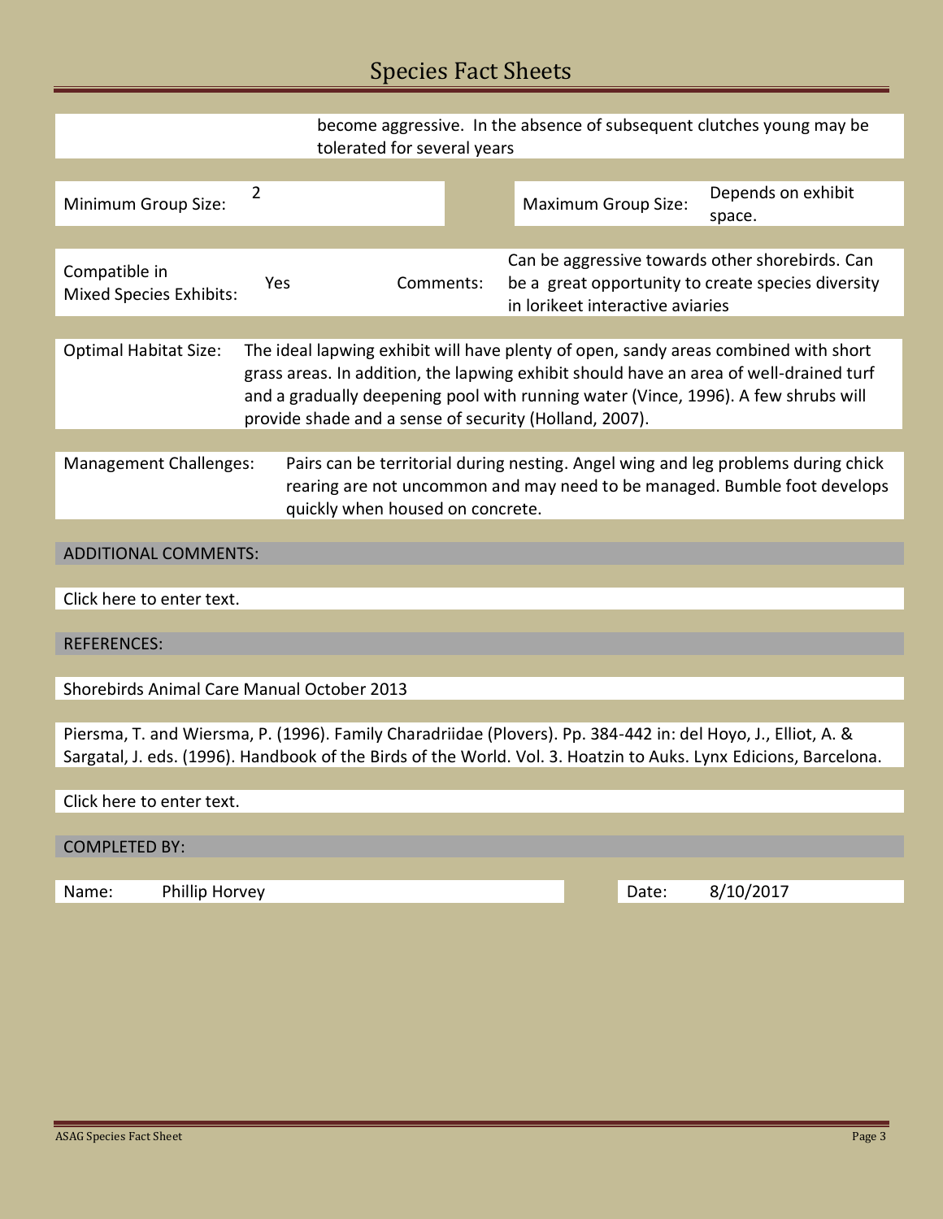become aggressive. In the absence of subsequent clutches young may be tolerated for several years

| | | | |
|---|---|---|---|
| Minimum Group Size: | 2 | Maximum Group Size: | Depends on exhibit space. |

| | | | |
|---|---|---|---|
| Compatible in Mixed Species Exhibits: | Yes | Comments: | Can be aggressive towards other shorebirds. Can be a great opportunity to create species diversity in lorikeet interactive aviaries |

Optimal Habitat Size: The ideal lapwing exhibit will have plenty of open, sandy areas combined with short grass areas. In addition, the lapwing exhibit should have an area of well-drained turf and a gradually deepening pool with running water (Vince, 1996). A few shrubs will provide shade and a sense of security (Holland, 2007).

Management Challenges: Pairs can be territorial during nesting. Angel wing and leg problems during chick rearing are not uncommon and may need to be managed. Bumble foot develops quickly when housed on concrete.

## ADDITIONAL COMMENTS:

Click here to enter text.

## REFERENCES:

Shorebirds Animal Care Manual October 2013

Piersma, T. and Wiersma, P. (1996). Family Charadriidae (Plovers). Pp. 384-442 in: del Hoyo, J., Elliot, A. & Sargatal, J. eds. (1996). Handbook of the Birds of the World. Vol. 3. Hoatzin to Auks. Lynx Edicions, Barcelona.

Click here to enter text.

## COMPLETED BY:

| | | | |
|---|---|---|---|
| Name: | Phillip Horvey | Date: | 8/10/2017 |